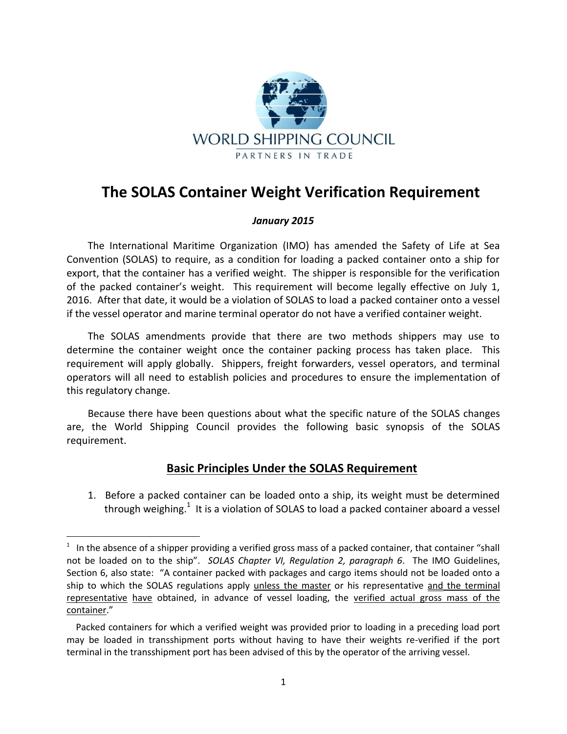WORLD SHIPPING COUNCIL

PARTNERS IN TRADE

# The SOLAS Container Weight Verification Requirement

***January 2015***

The International Maritime Organization (IMO) has amended the Safety of Life at Sea Convention (SOLAS) to require, as a condition for loading a packed container onto a ship for export, that the container has a verified weight. The shipper is responsible for the verification of the packed container's weight. This requirement will become legally effective on July 1, 2016. After that date, it would be a violation of SOLAS to load a packed container onto a vessel if the vessel operator and marine terminal operator do not have a verified container weight.

The SOLAS amendments provide that there are two methods shippers may use to determine the container weight once the container packing process has taken place. This requirement will apply globally. Shippers, freight forwarders, vessel operators, and terminal operators will all need to establish policies and procedures to ensure the implementation of this regulatory change.

Because there have been questions about what the specific nature of the SOLAS changes are, the World Shipping Council provides the following basic synopsis of the SOLAS requirement.

## Basic Principles Under the SOLAS Requirement

1. Before a packed container can be loaded onto a ship, its weight must be determined through weighing.[1] It is a violation of SOLAS to load a packed container aboard a vessel

---

[1] In the absence of a shipper providing a verified gross mass of a packed container, that container "shall not be loaded on to the ship". *SOLAS Chapter VI, Regulation 2, paragraph 6*. The IMO Guidelines, Section 6, also state: "A container packed with packages and cargo items should not be loaded onto a ship to which the SOLAS regulations apply unless the master or his representative and the terminal representative have obtained, in advance of vessel loading, the verified actual gross mass of the container."

Packed containers for which a verified weight was provided prior to loading in a preceding load port may be loaded in transshipment ports without having to have their weights re-verified if the port terminal in the transshipment port has been advised of this by the operator of the arriving vessel.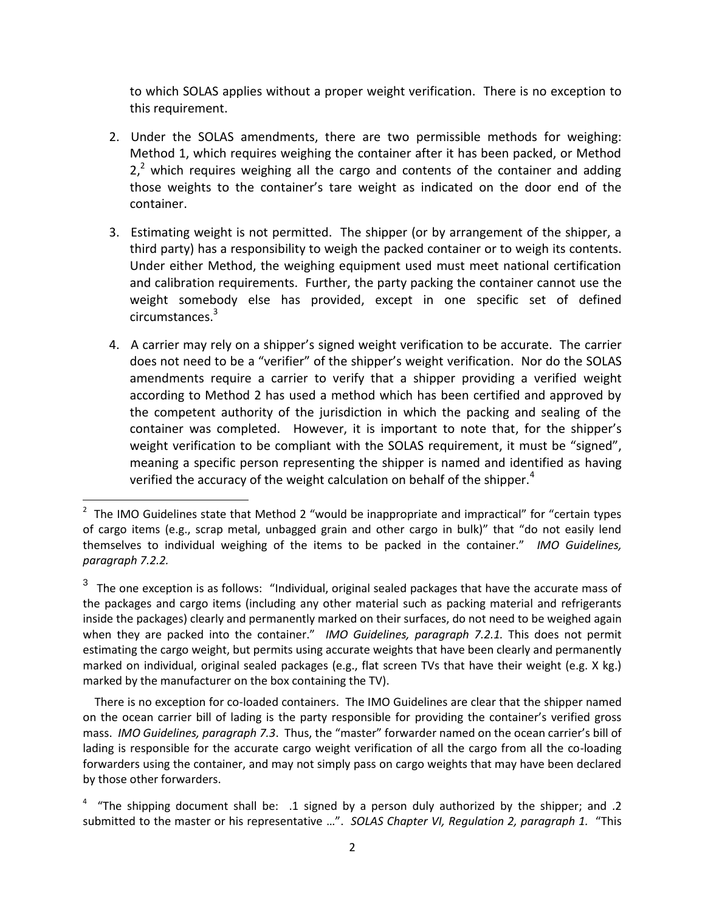to which SOLAS applies without a proper weight verification. There is no exception to this requirement.

2. Under the SOLAS amendments, there are two permissible methods for weighing: Method 1, which requires weighing the container after it has been packed, or Method 2,[2] which requires weighing all the cargo and contents of the container and adding those weights to the container's tare weight as indicated on the door end of the container.

3. Estimating weight is not permitted. The shipper (or by arrangement of the shipper, a third party) has a responsibility to weigh the packed container or to weigh its contents. Under either Method, the weighing equipment used must meet national certification and calibration requirements. Further, the party packing the container cannot use the weight somebody else has provided, except in one specific set of defined circumstances.[3]

4. A carrier may rely on a shipper's signed weight verification to be accurate. The carrier does not need to be a "verifier" of the shipper's weight verification. Nor do the SOLAS amendments require a carrier to verify that a shipper providing a verified weight according to Method 2 has used a method which has been certified and approved by the competent authority of the jurisdiction in which the packing and sealing of the container was completed. However, it is important to note that, for the shipper's weight verification to be compliant with the SOLAS requirement, it must be "signed", meaning a specific person representing the shipper is named and identified as having verified the accuracy of the weight calculation on behalf of the shipper.[4]

---

[2] The IMO Guidelines state that Method 2 "would be inappropriate and impractical" for "certain types of cargo items (e.g., scrap metal, unbagged grain and other cargo in bulk)" that "do not easily lend themselves to individual weighing of the items to be packed in the container." *IMO Guidelines, paragraph 7.2.2.*

[3] The one exception is as follows: "Individual, original sealed packages that have the accurate mass of the packages and cargo items (including any other material such as packing material and refrigerants inside the packages) clearly and permanently marked on their surfaces, do not need to be weighed again when they are packed into the container." *IMO Guidelines, paragraph 7.2.1.* This does not permit estimating the cargo weight, but permits using accurate weights that have been clearly and permanently marked on individual, original sealed packages (e.g., flat screen TVs that have their weight (e.g. X kg.) marked by the manufacturer on the box containing the TV).

There is no exception for co-loaded containers. The IMO Guidelines are clear that the shipper named on the ocean carrier bill of lading is the party responsible for providing the container's verified gross mass. *IMO Guidelines, paragraph 7.3*. Thus, the "master" forwarder named on the ocean carrier's bill of lading is responsible for the accurate cargo weight verification of all the cargo from all the co-loading forwarders using the container, and may not simply pass on cargo weights that may have been declared by those other forwarders.

[4] "The shipping document shall be: .1 signed by a person duly authorized by the shipper; and .2 submitted to the master or his representative …". *SOLAS Chapter VI, Regulation 2, paragraph 1.* "This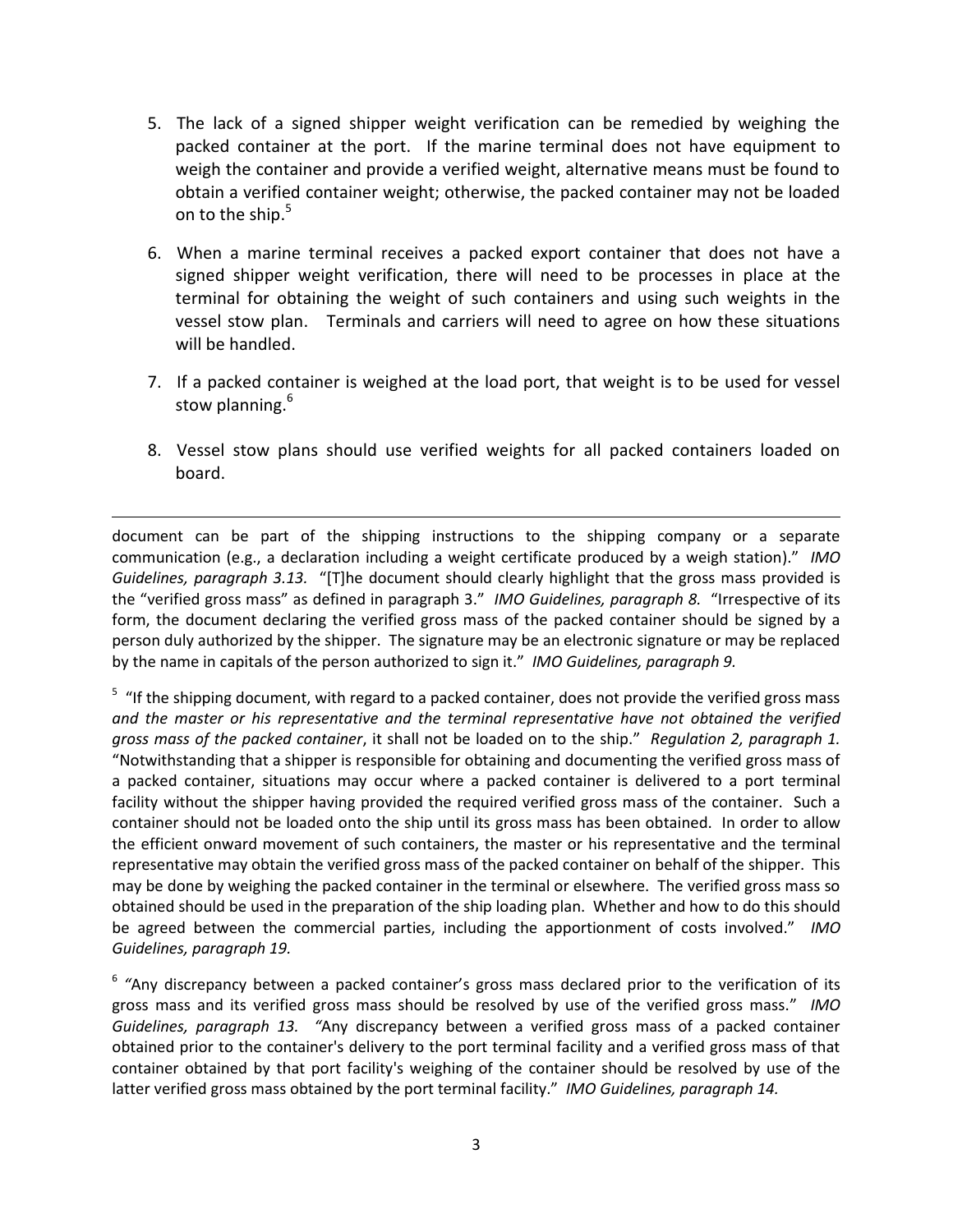5. The lack of a signed shipper weight verification can be remedied by weighing the packed container at the port. If the marine terminal does not have equipment to weigh the container and provide a verified weight, alternative means must be found to obtain a verified container weight; otherwise, the packed container may not be loaded on to the ship.[5]

6. When a marine terminal receives a packed export container that does not have a signed shipper weight verification, there will need to be processes in place at the terminal for obtaining the weight of such containers and using such weights in the vessel stow plan. Terminals and carriers will need to agree on how these situations will be handled.

7. If a packed container is weighed at the load port, that weight is to be used for vessel stow planning.[6]

8. Vessel stow plans should use verified weights for all packed containers loaded on board.

---

document can be part of the shipping instructions to the shipping company or a separate communication (e.g., a declaration including a weight certificate produced by a weigh station)." *IMO Guidelines, paragraph 3.13.* "[T]he document should clearly highlight that the gross mass provided is the "verified gross mass" as defined in paragraph 3." *IMO Guidelines, paragraph 8.* "Irrespective of its form, the document declaring the verified gross mass of the packed container should be signed by a person duly authorized by the shipper. The signature may be an electronic signature or may be replaced by the name in capitals of the person authorized to sign it." *IMO Guidelines, paragraph 9.*

[5] "If the shipping document, with regard to a packed container, does not provide the verified gross mass *and the master or his representative and the terminal representative have not obtained the verified gross mass of the packed container*, it shall not be loaded on to the ship." *Regulation 2, paragraph 1.* "Notwithstanding that a shipper is responsible for obtaining and documenting the verified gross mass of a packed container, situations may occur where a packed container is delivered to a port terminal facility without the shipper having provided the required verified gross mass of the container. Such a container should not be loaded onto the ship until its gross mass has been obtained. In order to allow the efficient onward movement of such containers, the master or his representative and the terminal representative may obtain the verified gross mass of the packed container on behalf of the shipper. This may be done by weighing the packed container in the terminal or elsewhere. The verified gross mass so obtained should be used in the preparation of the ship loading plan. Whether and how to do this should be agreed between the commercial parties, including the apportionment of costs involved." *IMO Guidelines, paragraph 19.*

[6] "Any discrepancy between a packed container's gross mass declared prior to the verification of its gross mass and its verified gross mass should be resolved by use of the verified gross mass." *IMO Guidelines, paragraph 13.* "Any discrepancy between a verified gross mass of a packed container obtained prior to the container's delivery to the port terminal facility and a verified gross mass of that container obtained by that port facility's weighing of the container should be resolved by use of the latter verified gross mass obtained by the port terminal facility." *IMO Guidelines, paragraph 14.*